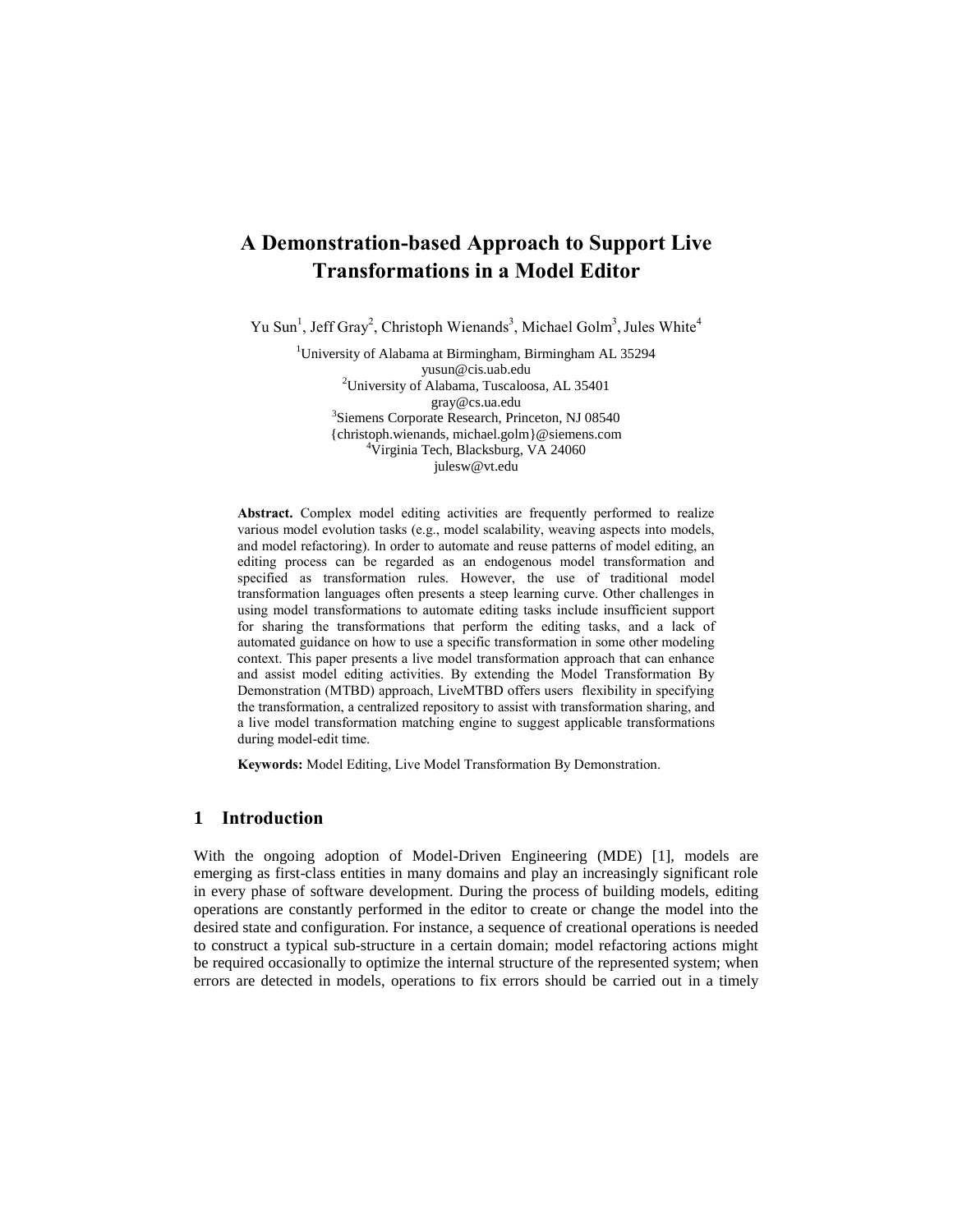# A Demonstration-based Approach to Support Live Transformations in a Model Editor

Yu Sun[1], Jeff Gray[2], Christoph Wienands[3], Michael Golm[3], Jules White[4]

[1]University of Alabama at Birmingham, Birmingham AL 35294
yusun@cis.uab.edu
[2]University of Alabama, Tuscaloosa, AL 35401
gray@cs.ua.edu
[3]Siemens Corporate Research, Princeton, NJ 08540
{christoph.wienands, michael.golm}@siemens.com
[4]Virginia Tech, Blacksburg, VA 24060
julesw@vt.edu

**Abstract.** Complex model editing activities are frequently performed to realize various model evolution tasks (e.g., model scalability, weaving aspects into models, and model refactoring). In order to automate and reuse patterns of model editing, an editing process can be regarded as an endogenous model transformation and specified as transformation rules. However, the use of traditional model transformation languages often presents a steep learning curve. Other challenges in using model transformations to automate editing tasks include insufficient support for sharing the transformations that perform the editing tasks, and a lack of automated guidance on how to use a specific transformation in some other modeling context. This paper presents a live model transformation approach that can enhance and assist model editing activities. By extending the Model Transformation By Demonstration (MTBD) approach, LiveMTBD offers users flexibility in specifying the transformation, a centralized repository to assist with transformation sharing, and a live model transformation matching engine to suggest applicable transformations during model-edit time.

**Keywords:** Model Editing, Live Model Transformation By Demonstration.

## 1 Introduction

With the ongoing adoption of Model-Driven Engineering (MDE) [1], models are emerging as first-class entities in many domains and play an increasingly significant role in every phase of software development. During the process of building models, editing operations are constantly performed in the editor to create or change the model into the desired state and configuration. For instance, a sequence of creational operations is needed to construct a typical sub-structure in a certain domain; model refactoring actions might be required occasionally to optimize the internal structure of the represented system; when errors are detected in models, operations to fix errors should be carried out in a timely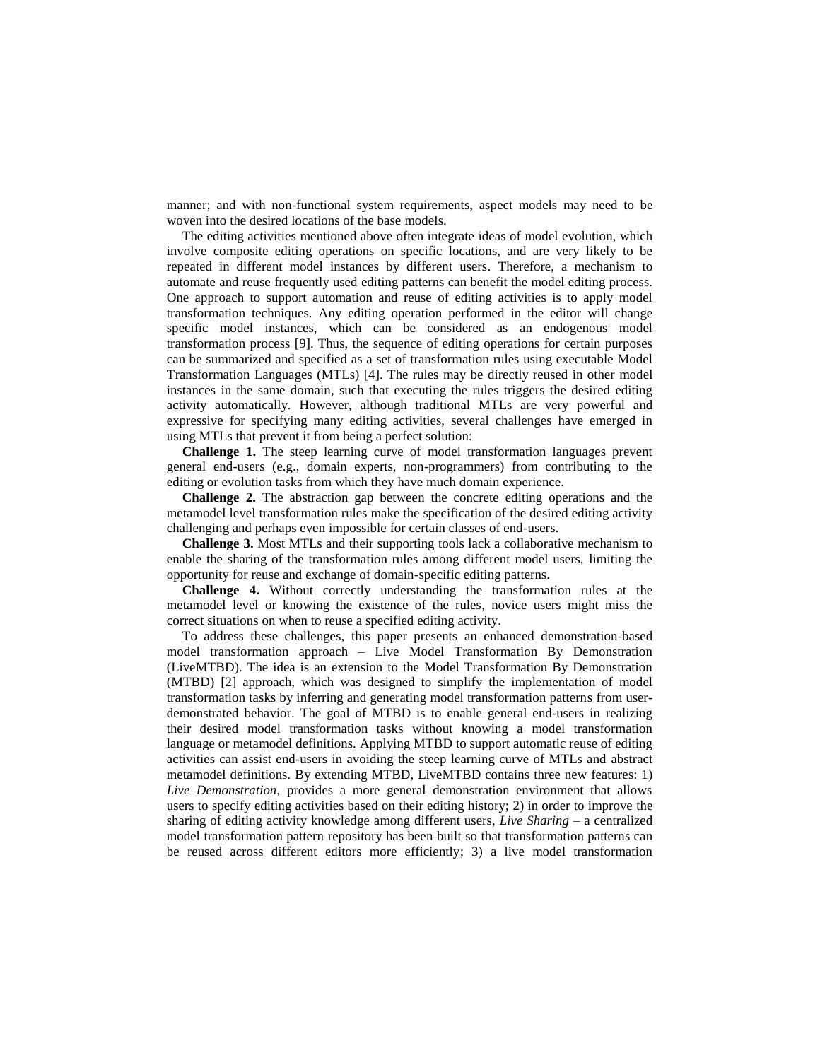manner; and with non-functional system requirements, aspect models may need to be woven into the desired locations of the base models.

The editing activities mentioned above often integrate ideas of model evolution, which involve composite editing operations on specific locations, and are very likely to be repeated in different model instances by different users. Therefore, a mechanism to automate and reuse frequently used editing patterns can benefit the model editing process. One approach to support automation and reuse of editing activities is to apply model transformation techniques. Any editing operation performed in the editor will change specific model instances, which can be considered as an endogenous model transformation process [9]. Thus, the sequence of editing operations for certain purposes can be summarized and specified as a set of transformation rules using executable Model Transformation Languages (MTLs) [4]. The rules may be directly reused in other model instances in the same domain, such that executing the rules triggers the desired editing activity automatically. However, although traditional MTLs are very powerful and expressive for specifying many editing activities, several challenges have emerged in using MTLs that prevent it from being a perfect solution:

**Challenge 1.** The steep learning curve of model transformation languages prevent general end-users (e.g., domain experts, non-programmers) from contributing to the editing or evolution tasks from which they have much domain experience.

**Challenge 2.** The abstraction gap between the concrete editing operations and the metamodel level transformation rules make the specification of the desired editing activity challenging and perhaps even impossible for certain classes of end-users.

**Challenge 3.** Most MTLs and their supporting tools lack a collaborative mechanism to enable the sharing of the transformation rules among different model users, limiting the opportunity for reuse and exchange of domain-specific editing patterns.

**Challenge 4.** Without correctly understanding the transformation rules at the metamodel level or knowing the existence of the rules, novice users might miss the correct situations on when to reuse a specified editing activity.

To address these challenges, this paper presents an enhanced demonstration-based model transformation approach – Live Model Transformation By Demonstration (LiveMTBD). The idea is an extension to the Model Transformation By Demonstration (MTBD) [2] approach, which was designed to simplify the implementation of model transformation tasks by inferring and generating model transformation patterns from user-demonstrated behavior. The goal of MTBD is to enable general end-users in realizing their desired model transformation tasks without knowing a model transformation language or metamodel definitions. Applying MTBD to support automatic reuse of editing activities can assist end-users in avoiding the steep learning curve of MTLs and abstract metamodel definitions. By extending MTBD, LiveMTBD contains three new features: 1) *Live Demonstration*, provides a more general demonstration environment that allows users to specify editing activities based on their editing history; 2) in order to improve the sharing of editing activity knowledge among different users, *Live Sharing* – a centralized model transformation pattern repository has been built so that transformation patterns can be reused across different editors more efficiently; 3) a live model transformation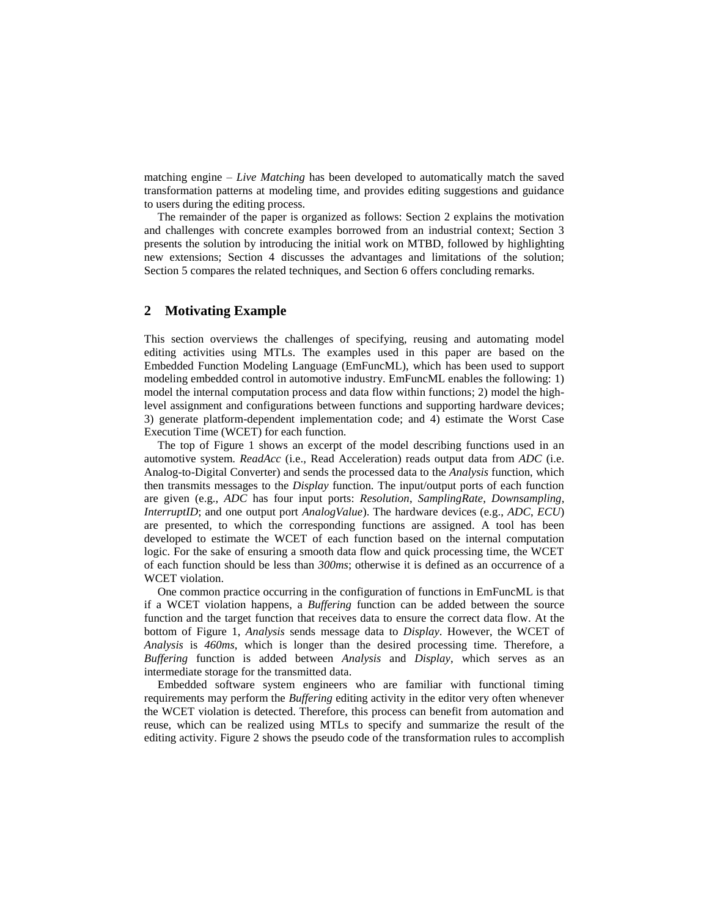matching engine – *Live Matching* has been developed to automatically match the saved transformation patterns at modeling time, and provides editing suggestions and guidance to users during the editing process.

The remainder of the paper is organized as follows: Section 2 explains the motivation and challenges with concrete examples borrowed from an industrial context; Section 3 presents the solution by introducing the initial work on MTBD, followed by highlighting new extensions; Section 4 discusses the advantages and limitations of the solution; Section 5 compares the related techniques, and Section 6 offers concluding remarks.

## 2 Motivating Example

This section overviews the challenges of specifying, reusing and automating model editing activities using MTLs. The examples used in this paper are based on the Embedded Function Modeling Language (EmFuncML), which has been used to support modeling embedded control in automotive industry. EmFuncML enables the following: 1) model the internal computation process and data flow within functions; 2) model the high-level assignment and configurations between functions and supporting hardware devices; 3) generate platform-dependent implementation code; and 4) estimate the Worst Case Execution Time (WCET) for each function.

The top of Figure 1 shows an excerpt of the model describing functions used in an automotive system. *ReadAcc* (i.e., Read Acceleration) reads output data from *ADC* (i.e. Analog-to-Digital Converter) and sends the processed data to the *Analysis* function, which then transmits messages to the *Display* function. The input/output ports of each function are given (e.g., *ADC* has four input ports: *Resolution*, *SamplingRate*, *Downsampling*, *InterruptID*; and one output port *AnalogValue*). The hardware devices (e.g., *ADC*, *ECU*) are presented, to which the corresponding functions are assigned. A tool has been developed to estimate the WCET of each function based on the internal computation logic. For the sake of ensuring a smooth data flow and quick processing time, the WCET of each function should be less than *300ms*; otherwise it is defined as an occurrence of a WCET violation.

One common practice occurring in the configuration of functions in EmFuncML is that if a WCET violation happens, a *Buffering* function can be added between the source function and the target function that receives data to ensure the correct data flow. At the bottom of Figure 1, *Analysis* sends message data to *Display*. However, the WCET of *Analysis* is *460ms*, which is longer than the desired processing time. Therefore, a *Buffering* function is added between *Analysis* and *Display*, which serves as an intermediate storage for the transmitted data.

Embedded software system engineers who are familiar with functional timing requirements may perform the *Buffering* editing activity in the editor very often whenever the WCET violation is detected. Therefore, this process can benefit from automation and reuse, which can be realized using MTLs to specify and summarize the result of the editing activity. Figure 2 shows the pseudo code of the transformation rules to accomplish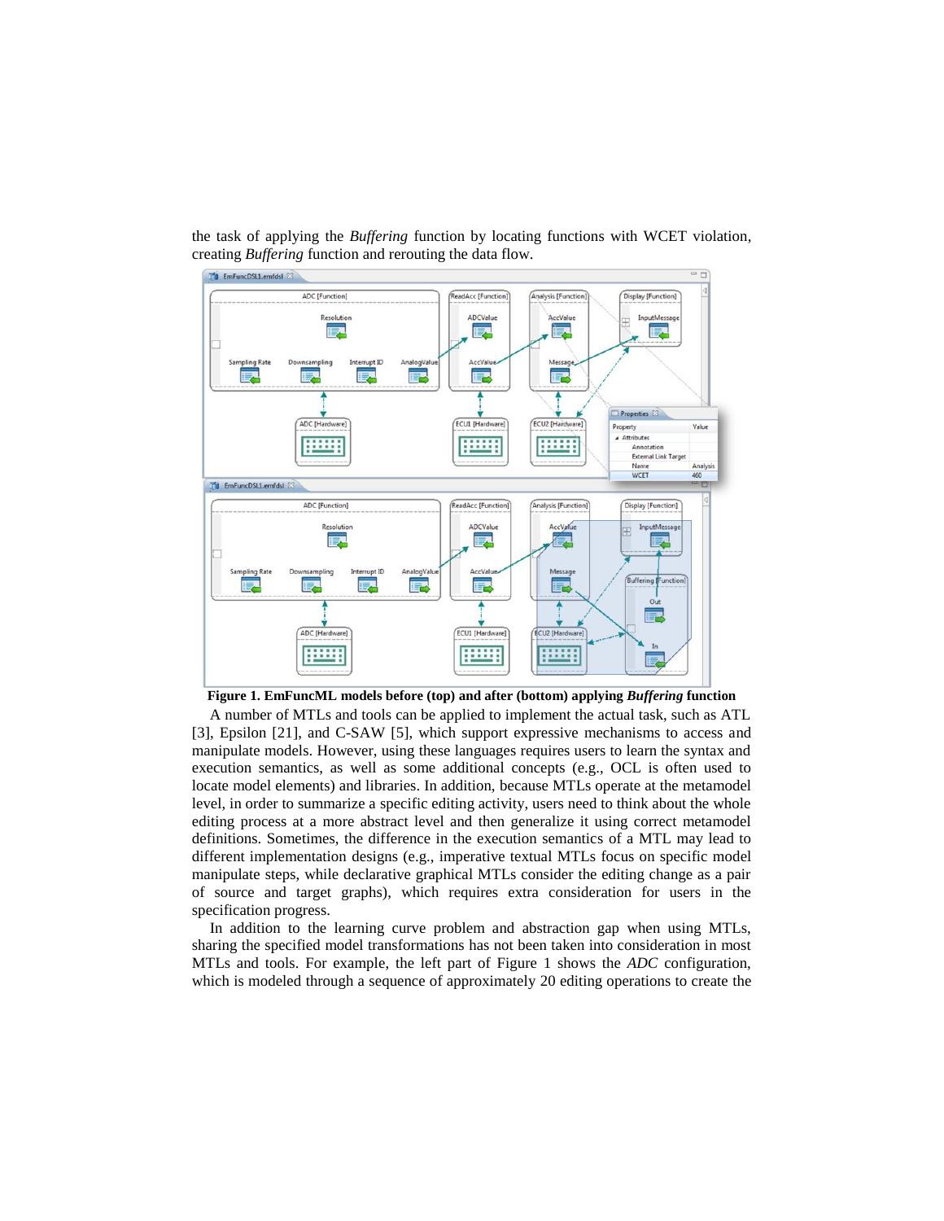the task of applying the *Buffering* function by locating functions with WCET violation, creating *Buffering* function and rerouting the data flow.

**Figure 1. EmFuncML models before (top) and after (bottom) applying *Buffering* function**

A number of MTLs and tools can be applied to implement the actual task, such as ATL [3], Epsilon [21], and C-SAW [5], which support expressive mechanisms to access and manipulate models. However, using these languages requires users to learn the syntax and execution semantics, as well as some additional concepts (e.g., OCL is often used to locate model elements) and libraries. In addition, because MTLs operate at the metamodel level, in order to summarize a specific editing activity, users need to think about the whole editing process at a more abstract level and then generalize it using correct metamodel definitions. Sometimes, the difference in the execution semantics of a MTL may lead to different implementation designs (e.g., imperative textual MTLs focus on specific model manipulate steps, while declarative graphical MTLs consider the editing change as a pair of source and target graphs), which requires extra consideration for users in the specification progress.

In addition to the learning curve problem and abstraction gap when using MTLs, sharing the specified model transformations has not been taken into consideration in most MTLs and tools. For example, the left part of Figure 1 shows the *ADC* configuration, which is modeled through a sequence of approximately 20 editing operations to create the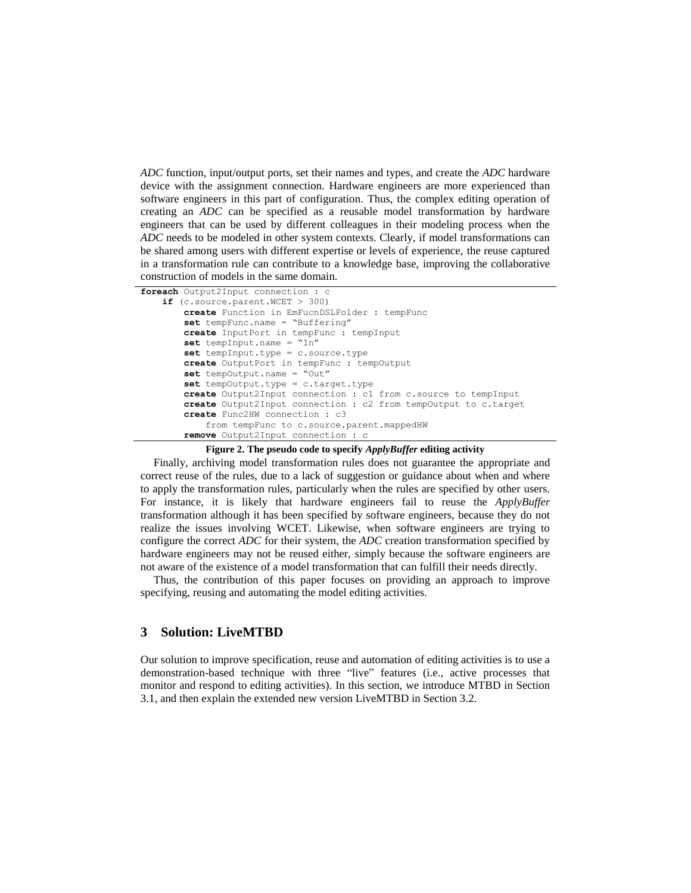*ADC* function, input/output ports, set their names and types, and create the *ADC* hardware device with the assignment connection. Hardware engineers are more experienced than software engineers in this part of configuration. Thus, the complex editing operation of creating an *ADC* can be specified as a reusable model transformation by hardware engineers that can be used by different colleagues in their modeling process when the *ADC* needs to be modeled in other system contexts. Clearly, if model transformations can be shared among users with different expertise or levels of experience, the reuse captured in a transformation rule can contribute to a knowledge base, improving the collaborative construction of models in the same domain.

```
foreach Output2Input connection : c
    if (c.source.parent.WCET > 300)
        create Function in EmFucnDSLFolder : tempFunc
        set tempFunc.name = "Buffering"
        create InputPort in tempFunc : tempInput
        set tempInput.name = "In"
        set tempInput.type = c.source.type
        create OutputPort in tempFunc : tempOutput
        set tempOutput.name = "Out"
        set tempOutput.type = c.target.type
        create Output2Input connection : c1 from c.source to tempInput
        create Output2Input connection : c2 from tempOutput to c.target
        create Func2HW connection : c3
            from tempFunc to c.source.parent.mappedHW
        remove Output2Input connection : c
```

**Figure 2. The pseudo code to specify *ApplyBuffer* editing activity**

Finally, archiving model transformation rules does not guarantee the appropriate and correct reuse of the rules, due to a lack of suggestion or guidance about when and where to apply the transformation rules, particularly when the rules are specified by other users. For instance, it is likely that hardware engineers fail to reuse the *ApplyBuffer* transformation although it has been specified by software engineers, because they do not realize the issues involving WCET. Likewise, when software engineers are trying to configure the correct *ADC* for their system, the *ADC* creation transformation specified by hardware engineers may not be reused either, simply because the software engineers are not aware of the existence of a model transformation that can fulfill their needs directly.

Thus, the contribution of this paper focuses on providing an approach to improve specifying, reusing and automating the model editing activities.

## 3 Solution: LiveMTBD

Our solution to improve specification, reuse and automation of editing activities is to use a demonstration-based technique with three "live" features (i.e., active processes that monitor and respond to editing activities). In this section, we introduce MTBD in Section 3.1, and then explain the extended new version LiveMTBD in Section 3.2.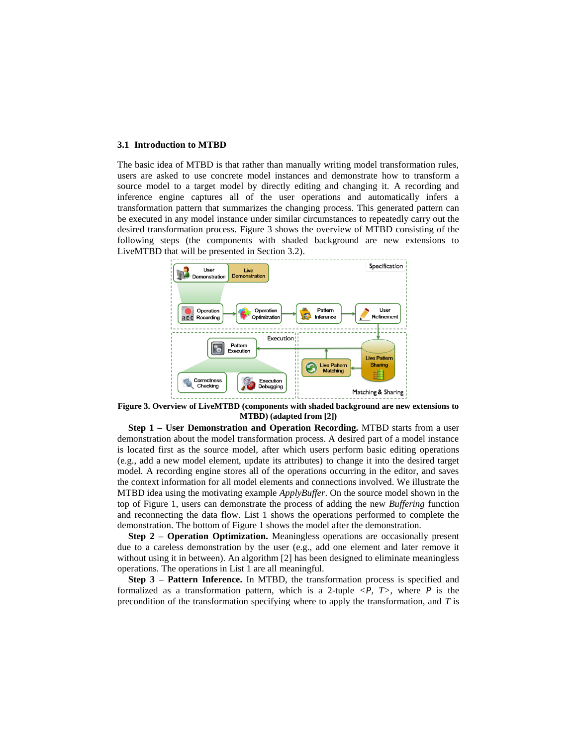### 3.1 Introduction to MTBD

The basic idea of MTBD is that rather than manually writing model transformation rules, users are asked to use concrete model instances and demonstrate how to transform a source model to a target model by directly editing and changing it. A recording and inference engine captures all of the user operations and automatically infers a transformation pattern that summarizes the changing process. This generated pattern can be executed in any model instance under similar circumstances to repeatedly carry out the desired transformation process. Figure 3 shows the overview of MTBD consisting of the following steps (the components with shaded background are new extensions to LiveMTBD that will be presented in Section 3.2).

**Figure 3. Overview of LiveMTBD (components with shaded background are new extensions to MTBD) (adapted from [2])**

**Step 1 – User Demonstration and Operation Recording.** MTBD starts from a user demonstration about the model transformation process. A desired part of a model instance is located first as the source model, after which users perform basic editing operations (e.g., add a new model element, update its attributes) to change it into the desired target model. A recording engine stores all of the operations occurring in the editor, and saves the context information for all model elements and connections involved. We illustrate the MTBD idea using the motivating example *ApplyBuffer*. On the source model shown in the top of Figure 1, users can demonstrate the process of adding the new *Buffering* function and reconnecting the data flow. List 1 shows the operations performed to complete the demonstration. The bottom of Figure 1 shows the model after the demonstration.

**Step 2 – Operation Optimization.** Meaningless operations are occasionally present due to a careless demonstration by the user (e.g., add one element and later remove it without using it in between). An algorithm [2] has been designed to eliminate meaningless operations. The operations in List 1 are all meaningful.

**Step 3 – Pattern Inference.** In MTBD, the transformation process is specified and formalized as a transformation pattern, which is a 2-tuple <*P*, *T*>, where *P* is the precondition of the transformation specifying where to apply the transformation, and *T* is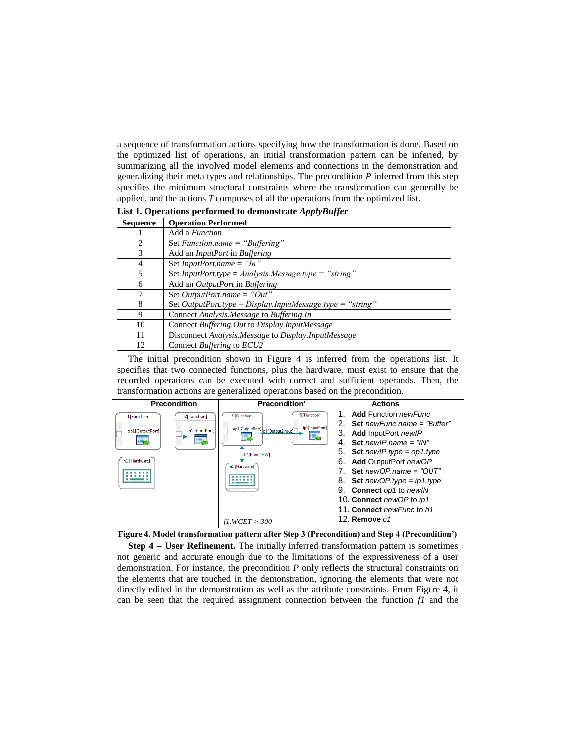a sequence of transformation actions specifying how the transformation is done. Based on the optimized list of operations, an initial transformation pattern can be inferred, by summarizing all the involved model elements and connections in the demonstration and generalizing their meta types and relationships. The precondition *P* inferred from this step specifies the minimum structural constraints where the transformation can generally be applied, and the actions *T* composes of all the operations from the optimized list.

**List 1. Operations performed to demonstrate *ApplyBuffer***

| Sequence | Operation Performed |
|---|---|
| 1 | Add a *Function* |
| 2 | Set *Function.name = "Buffering"* |
| 3 | Add an *InputPort* in *Buffering* |
| 4 | Set *InputPort.name = "In"* |
| 5 | Set *InputPort.type = Analysis.Message.type = "string"* |
| 6 | Add an *OutputPort* in *Buffering* |
| 7 | Set *OutputPort.name = "Out"* |
| 8 | Set *OutputPort.type = Display.InputMessage.type = "string"* |
| 9 | Connect *Analysis.Message* to *Buffering.In* |
| 10 | Connect *Buffering.Out* to *Display.InputMessage* |
| 11 | Disconnect *Analysis.Message* to *Display.InputMessage* |
| 12 | Connect *Buffering* to *ECU2* |

The initial precondition shown in Figure 4 is inferred from the operations list. It specifies that two connected functions, plus the hardware, must exist to ensure that the recorded operations can be executed with correct and sufficient operands. Then, the transformation actions are generalized operations based on the precondition.

| Precondition | Precondition' | Actions |
|---|---|---|
| f1[Function] with op1[OutputPort] connected to f2[Function] with ip1[InputPort]; h1 [Hardware] | f1[Function] op1[OutputPort] —c1[Output2Input]→ f2[Function] ip1[InputPort]; f1 —h1[Func2HW]— h1 [Hardware]; *f1.WCET > 300* | 1. **Add** Function *newFunc*<br>2. **Set** *newFunc.name = "Buffer"*<br>3. **Add** InputPort *newIP*<br>4. **Set** *newIP.name = "IN"*<br>5. **Set** *newIP.type = op1.type*<br>6. **Add** OutputPort *newOP*<br>7. **Set** *newOP.name = "OUT"*<br>8. **Set** *newOP.type = ip1.type*<br>9. **Connect** *op1* to *newIN*<br>10. **Connect** *newOP* to *ip1*<br>11. **Connect** *newFunc* to *h1*<br>12. **Remove** *c1* |

**Figure 4. Model transformation pattern after Step 3 (Precondition) and Step 4 (Precondition')**

**Step 4 – User Refinement.** The initially inferred transformation pattern is sometimes not generic and accurate enough due to the limitations of the expressiveness of a user demonstration. For instance, the precondition *P* only reflects the structural constraints on the elements that are touched in the demonstration, ignoring the elements that were not directly edited in the demonstration as well as the attribute constraints. From Figure 4, it can be seen that the required assignment connection between the function *f1* and the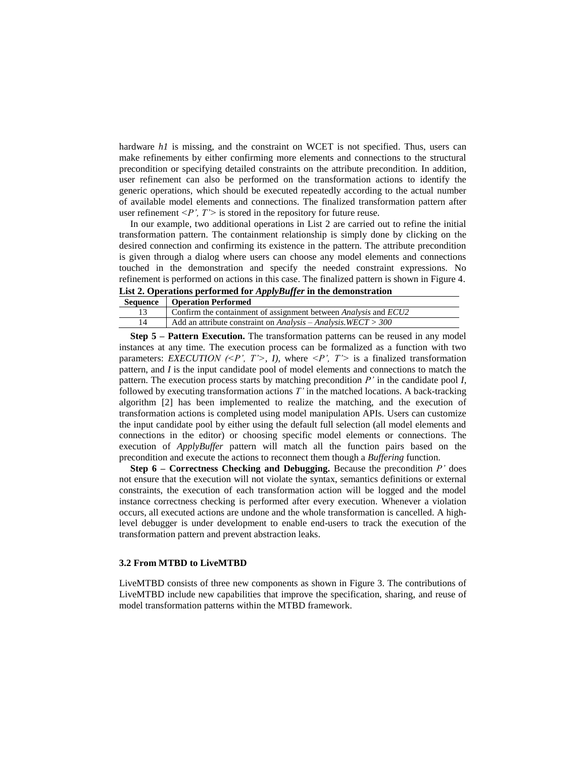hardware *h1* is missing, and the constraint on WCET is not specified. Thus, users can make refinements by either confirming more elements and connections to the structural precondition or specifying detailed constraints on the attribute precondition. In addition, user refinement can also be performed on the transformation actions to identify the generic operations, which should be executed repeatedly according to the actual number of available model elements and connections. The finalized transformation pattern after user refinement <*P', T'*> is stored in the repository for future reuse.

In our example, two additional operations in List 2 are carried out to refine the initial transformation pattern. The containment relationship is simply done by clicking on the desired connection and confirming its existence in the pattern. The attribute precondition is given through a dialog where users can choose any model elements and connections touched in the demonstration and specify the needed constraint expressions. No refinement is performed on actions in this case. The finalized pattern is shown in Figure 4.

**List 2. Operations performed for *ApplyBuffer* in the demonstration**

| Sequence | Operation Performed |
|---|---|
| 13 | Confirm the containment of assignment between *Analysis* and *ECU2* |
| 14 | Add an attribute constraint on *Analysis – Analysis.WECT > 300* |

**Step 5 – Pattern Execution.** The transformation patterns can be reused in any model instances at any time. The execution process can be formalized as a function with two parameters: *EXECUTION (<P', T'>, I)*, where *<P', T'>* is a finalized transformation pattern, and *I* is the input candidate pool of model elements and connections to match the pattern. The execution process starts by matching precondition *P'* in the candidate pool *I*, followed by executing transformation actions *T'* in the matched locations. A back-tracking algorithm [2] has been implemented to realize the matching, and the execution of transformation actions is completed using model manipulation APIs. Users can customize the input candidate pool by either using the default full selection (all model elements and connections in the editor) or choosing specific model elements or connections. The execution of *ApplyBuffer* pattern will match all the function pairs based on the precondition and execute the actions to reconnect them though a *Buffering* function.

**Step 6 – Correctness Checking and Debugging.** Because the precondition *P'* does not ensure that the execution will not violate the syntax, semantics definitions or external constraints, the execution of each transformation action will be logged and the model instance correctness checking is performed after every execution. Whenever a violation occurs, all executed actions are undone and the whole transformation is cancelled. A high-level debugger is under development to enable end-users to track the execution of the transformation pattern and prevent abstraction leaks.

### 3.2 From MTBD to LiveMTBD

LiveMTBD consists of three new components as shown in Figure 3. The contributions of LiveMTBD include new capabilities that improve the specification, sharing, and reuse of model transformation patterns within the MTBD framework.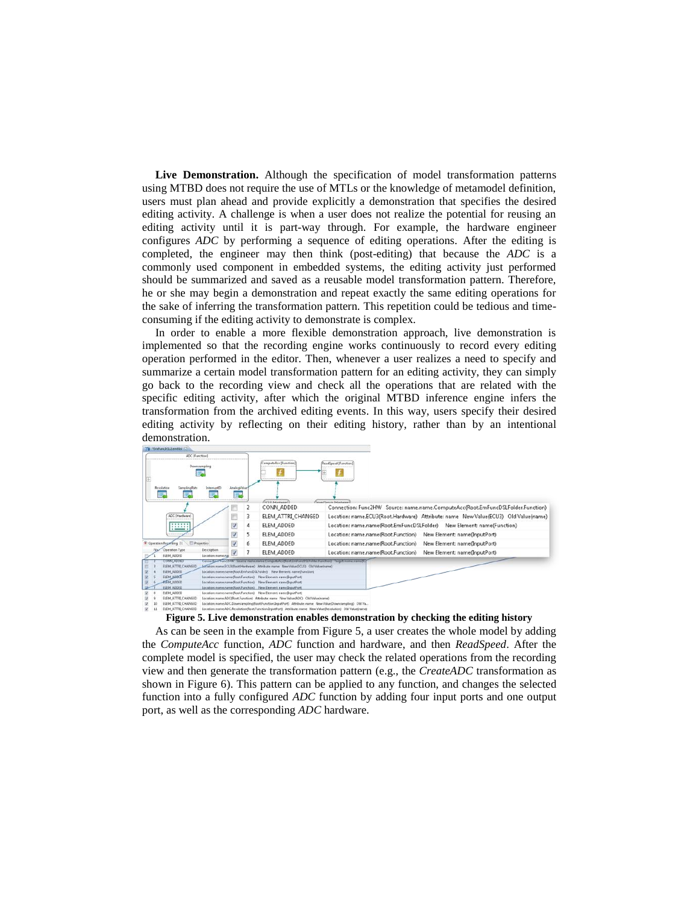**Live Demonstration.** Although the specification of model transformation patterns using MTBD does not require the use of MTLs or the knowledge of metamodel definition, users must plan ahead and provide explicitly a demonstration that specifies the desired editing activity. A challenge is when a user does not realize the potential for reusing an editing activity until it is part-way through. For example, the hardware engineer configures *ADC* by performing a sequence of editing operations. After the editing is completed, the engineer may then think (post-editing) that because the *ADC* is a commonly used component in embedded systems, the editing activity just performed should be summarized and saved as a reusable model transformation pattern. Therefore, he or she may begin a demonstration and repeat exactly the same editing operations for the sake of inferring the transformation pattern. This repetition could be tedious and time-consuming if the editing activity to demonstrate is complex.

In order to enable a more flexible demonstration approach, live demonstration is implemented so that the recording engine works continuously to record every editing operation performed in the editor. Then, whenever a user realizes a need to specify and summarize a certain model transformation pattern for an editing activity, they can simply go back to the recording view and check all the operations that are related with the specific editing activity, after which the original MTBD inference engine infers the transformation from the archived editing events. In this way, users specify their desired editing activity by reflecting on their editing history, rather than by an intentional demonstration.

**Figure 5. Live demonstration enables demonstration by checking the editing history**

As can be seen in the example from Figure 5, a user creates the whole model by adding the *ComputeAcc* function, *ADC* function and hardware, and then *ReadSpeed*. After the complete model is specified, the user may check the related operations from the recording view and then generate the transformation pattern (e.g., the *CreateADC* transformation as shown in Figure 6). This pattern can be applied to any function, and changes the selected function into a fully configured *ADC* function by adding four input ports and one output port, as well as the corresponding *ADC* hardware.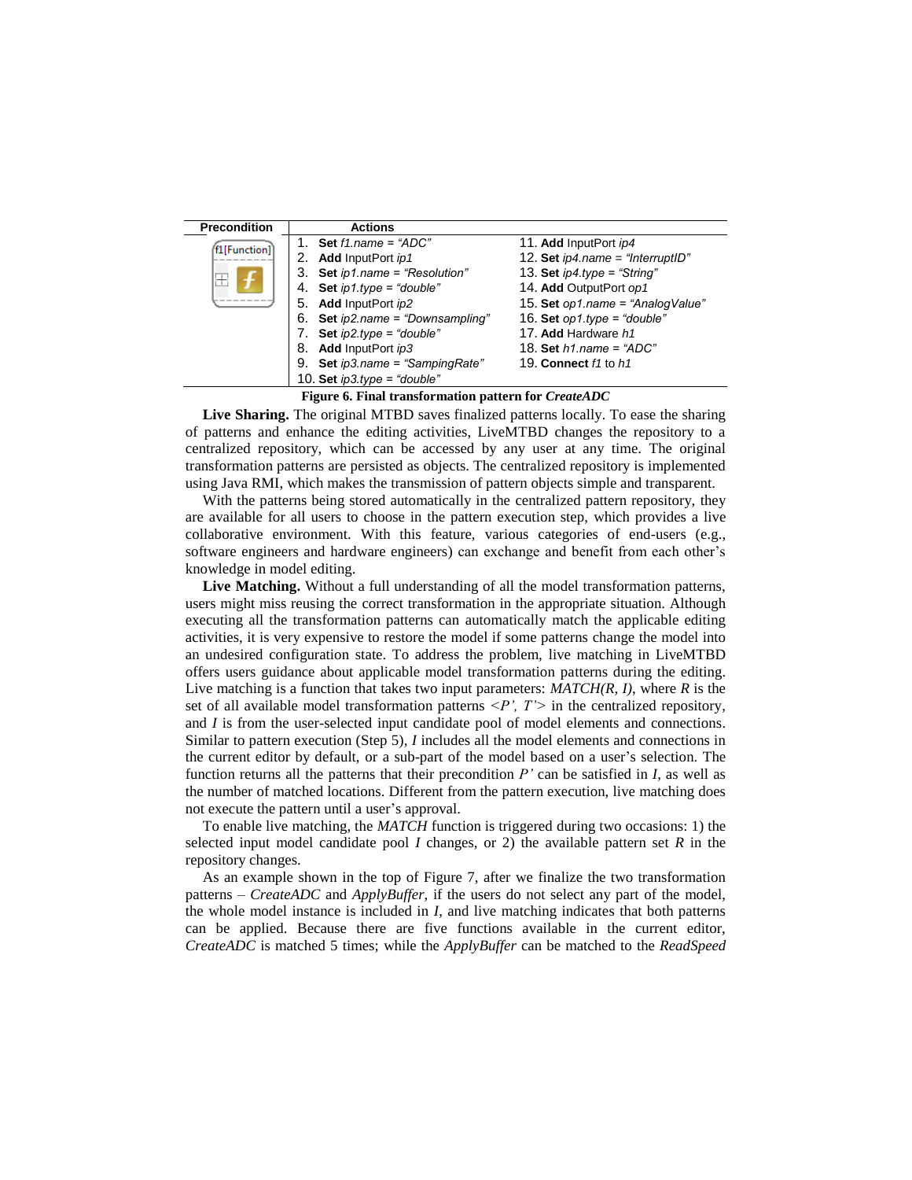| Precondition | Actions | |
|---|---|---|
| f1[Function] | 1. **Set** *f1.name = "ADC"* | 11. **Add** InputPort *ip4* |
| | 2. **Add** InputPort *ip1* | 12. **Set** *ip4.name = "InterruptID"* |
| | 3. **Set** *ip1.name = "Resolution"* | 13. **Set** *ip4.type = "String"* |
| | 4. **Set** *ip1.type = "double"* | 14. **Add** OutputPort *op1* |
| | 5. **Add** InputPort *ip2* | 15. **Set** *op1.name = "AnalogValue"* |
| | 6. **Set** *ip2.name = "Downsampling"* | 16. **Set** *op1.type = "double"* |
| | 7. **Set** *ip2.type = "double"* | 17. **Add** Hardware *h1* |
| | 8. **Add** InputPort *ip3* | 18. **Set** *h1.name = "ADC"* |
| | 9. **Set** *ip3.name = "SampingRate"* | 19. **Connect** *f1* to *h1* |
| | 10. **Set** *ip3.type = "double"* | |

**Figure 6. Final transformation pattern for *CreateADC***

**Live Sharing.** The original MTBD saves finalized patterns locally. To ease the sharing of patterns and enhance the editing activities, LiveMTBD changes the repository to a centralized repository, which can be accessed by any user at any time. The original transformation patterns are persisted as objects. The centralized repository is implemented using Java RMI, which makes the transmission of pattern objects simple and transparent.

With the patterns being stored automatically in the centralized pattern repository, they are available for all users to choose in the pattern execution step, which provides a live collaborative environment. With this feature, various categories of end-users (e.g., software engineers and hardware engineers) can exchange and benefit from each other's knowledge in model editing.

**Live Matching.** Without a full understanding of all the model transformation patterns, users might miss reusing the correct transformation in the appropriate situation. Although executing all the transformation patterns can automatically match the applicable editing activities, it is very expensive to restore the model if some patterns change the model into an undesired configuration state. To address the problem, live matching in LiveMTBD offers users guidance about applicable model transformation patterns during the editing. Live matching is a function that takes two input parameters: *MATCH(R, I)*, where *R* is the set of all available model transformation patterns *<P', T'>* in the centralized repository, and *I* is from the user-selected input candidate pool of model elements and connections. Similar to pattern execution (Step 5), *I* includes all the model elements and connections in the current editor by default, or a sub-part of the model based on a user's selection. The function returns all the patterns that their precondition *P'* can be satisfied in *I*, as well as the number of matched locations. Different from the pattern execution, live matching does not execute the pattern until a user's approval.

To enable live matching, the *MATCH* function is triggered during two occasions: 1) the selected input model candidate pool *I* changes, or 2) the available pattern set *R* in the repository changes.

As an example shown in the top of Figure 7, after we finalize the two transformation patterns – *CreateADC* and *ApplyBuffer*, if the users do not select any part of the model, the whole model instance is included in *I*, and live matching indicates that both patterns can be applied. Because there are five functions available in the current editor, *CreateADC* is matched 5 times; while the *ApplyBuffer* can be matched to the *ReadSpeed*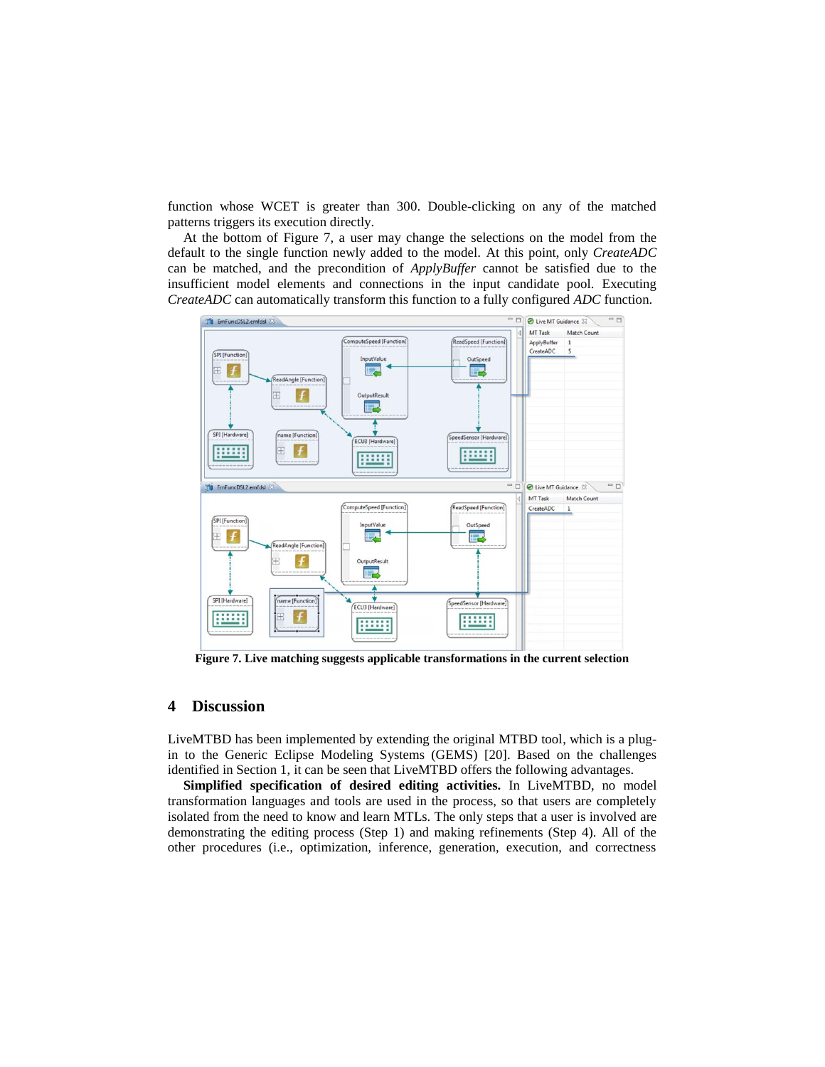function whose WCET is greater than 300. Double-clicking on any of the matched patterns triggers its execution directly.

At the bottom of Figure 7, a user may change the selections on the model from the default to the single function newly added to the model. At this point, only *CreateADC* can be matched, and the precondition of *ApplyBuffer* cannot be satisfied due to the insufficient model elements and connections in the input candidate pool. Executing *CreateADC* can automatically transform this function to a fully configured *ADC* function.

**Figure 7. Live matching suggests applicable transformations in the current selection**

## 4 Discussion

LiveMTBD has been implemented by extending the original MTBD tool, which is a plug-in to the Generic Eclipse Modeling Systems (GEMS) [20]. Based on the challenges identified in Section 1, it can be seen that LiveMTBD offers the following advantages.

**Simplified specification of desired editing activities.** In LiveMTBD, no model transformation languages and tools are used in the process, so that users are completely isolated from the need to know and learn MTLs. The only steps that a user is involved are demonstrating the editing process (Step 1) and making refinements (Step 4). All of the other procedures (i.e., optimization, inference, generation, execution, and correctness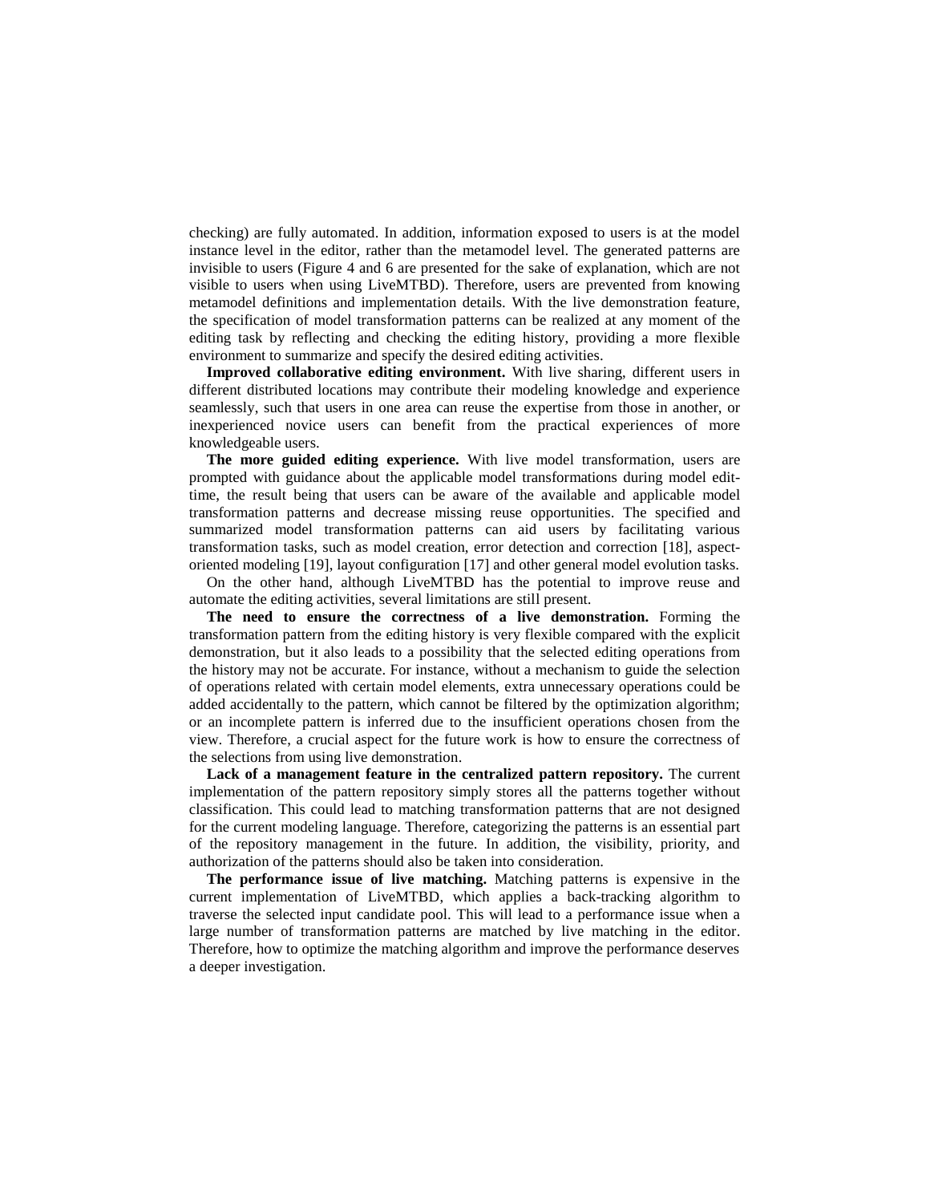checking) are fully automated. In addition, information exposed to users is at the model instance level in the editor, rather than the metamodel level. The generated patterns are invisible to users (Figure 4 and 6 are presented for the sake of explanation, which are not visible to users when using LiveMTBD). Therefore, users are prevented from knowing metamodel definitions and implementation details. With the live demonstration feature, the specification of model transformation patterns can be realized at any moment of the editing task by reflecting and checking the editing history, providing a more flexible environment to summarize and specify the desired editing activities.

**Improved collaborative editing environment.** With live sharing, different users in different distributed locations may contribute their modeling knowledge and experience seamlessly, such that users in one area can reuse the expertise from those in another, or inexperienced novice users can benefit from the practical experiences of more knowledgeable users.

**The more guided editing experience.** With live model transformation, users are prompted with guidance about the applicable model transformations during model edit-time, the result being that users can be aware of the available and applicable model transformation patterns and decrease missing reuse opportunities. The specified and summarized model transformation patterns can aid users by facilitating various transformation tasks, such as model creation, error detection and correction [18], aspect-oriented modeling [19], layout configuration [17] and other general model evolution tasks.

On the other hand, although LiveMTBD has the potential to improve reuse and automate the editing activities, several limitations are still present.

**The need to ensure the correctness of a live demonstration.** Forming the transformation pattern from the editing history is very flexible compared with the explicit demonstration, but it also leads to a possibility that the selected editing operations from the history may not be accurate. For instance, without a mechanism to guide the selection of operations related with certain model elements, extra unnecessary operations could be added accidentally to the pattern, which cannot be filtered by the optimization algorithm; or an incomplete pattern is inferred due to the insufficient operations chosen from the view. Therefore, a crucial aspect for the future work is how to ensure the correctness of the selections from using live demonstration.

**Lack of a management feature in the centralized pattern repository.** The current implementation of the pattern repository simply stores all the patterns together without classification. This could lead to matching transformation patterns that are not designed for the current modeling language. Therefore, categorizing the patterns is an essential part of the repository management in the future. In addition, the visibility, priority, and authorization of the patterns should also be taken into consideration.

**The performance issue of live matching.** Matching patterns is expensive in the current implementation of LiveMTBD, which applies a back-tracking algorithm to traverse the selected input candidate pool. This will lead to a performance issue when a large number of transformation patterns are matched by live matching in the editor. Therefore, how to optimize the matching algorithm and improve the performance deserves a deeper investigation.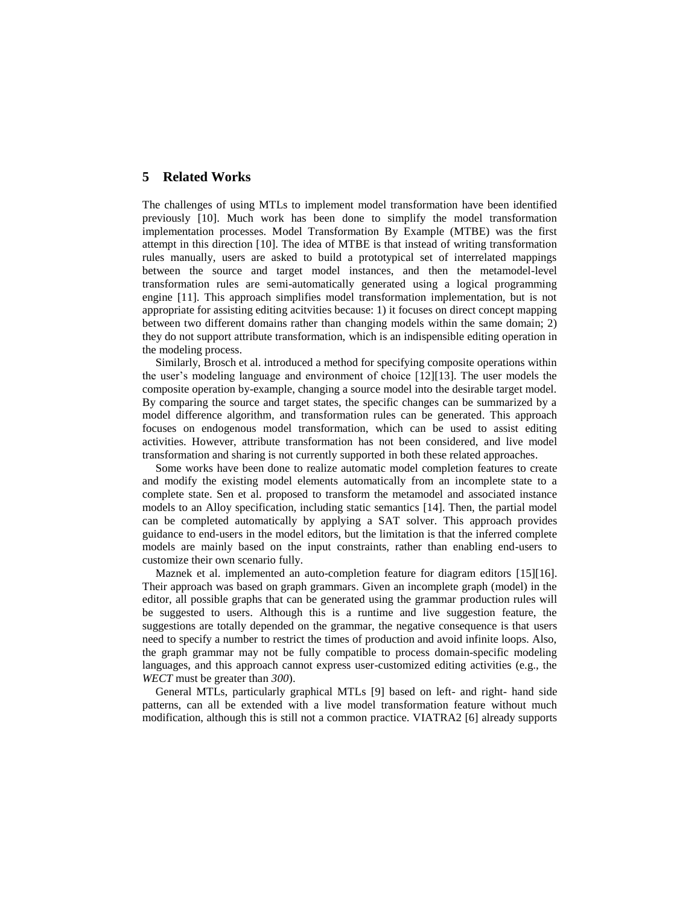## 5 Related Works

The challenges of using MTLs to implement model transformation have been identified previously [10]. Much work has been done to simplify the model transformation implementation processes. Model Transformation By Example (MTBE) was the first attempt in this direction [10]. The idea of MTBE is that instead of writing transformation rules manually, users are asked to build a prototypical set of interrelated mappings between the source and target model instances, and then the metamodel-level transformation rules are semi-automatically generated using a logical programming engine [11]. This approach simplifies model transformation implementation, but is not appropriate for assisting editing acitvities because: 1) it focuses on direct concept mapping between two different domains rather than changing models within the same domain; 2) they do not support attribute transformation, which is an indispensible editing operation in the modeling process.

Similarly, Brosch et al. introduced a method for specifying composite operations within the user's modeling language and environment of choice [12][13]. The user models the composite operation by-example, changing a source model into the desirable target model. By comparing the source and target states, the specific changes can be summarized by a model difference algorithm, and transformation rules can be generated. This approach focuses on endogenous model transformation, which can be used to assist editing activities. However, attribute transformation has not been considered, and live model transformation and sharing is not currently supported in both these related approaches.

Some works have been done to realize automatic model completion features to create and modify the existing model elements automatically from an incomplete state to a complete state. Sen et al. proposed to transform the metamodel and associated instance models to an Alloy specification, including static semantics [14]. Then, the partial model can be completed automatically by applying a SAT solver. This approach provides guidance to end-users in the model editors, but the limitation is that the inferred complete models are mainly based on the input constraints, rather than enabling end-users to customize their own scenario fully.

Maznek et al. implemented an auto-completion feature for diagram editors [15][16]. Their approach was based on graph grammars. Given an incomplete graph (model) in the editor, all possible graphs that can be generated using the grammar production rules will be suggested to users. Although this is a runtime and live suggestion feature, the suggestions are totally depended on the grammar, the negative consequence is that users need to specify a number to restrict the times of production and avoid infinite loops. Also, the graph grammar may not be fully compatible to process domain-specific modeling languages, and this approach cannot express user-customized editing activities (e.g., the *WECT* must be greater than *300*).

General MTLs, particularly graphical MTLs [9] based on left- and right- hand side patterns, can all be extended with a live model transformation feature without much modification, although this is still not a common practice. VIATRA2 [6] already supports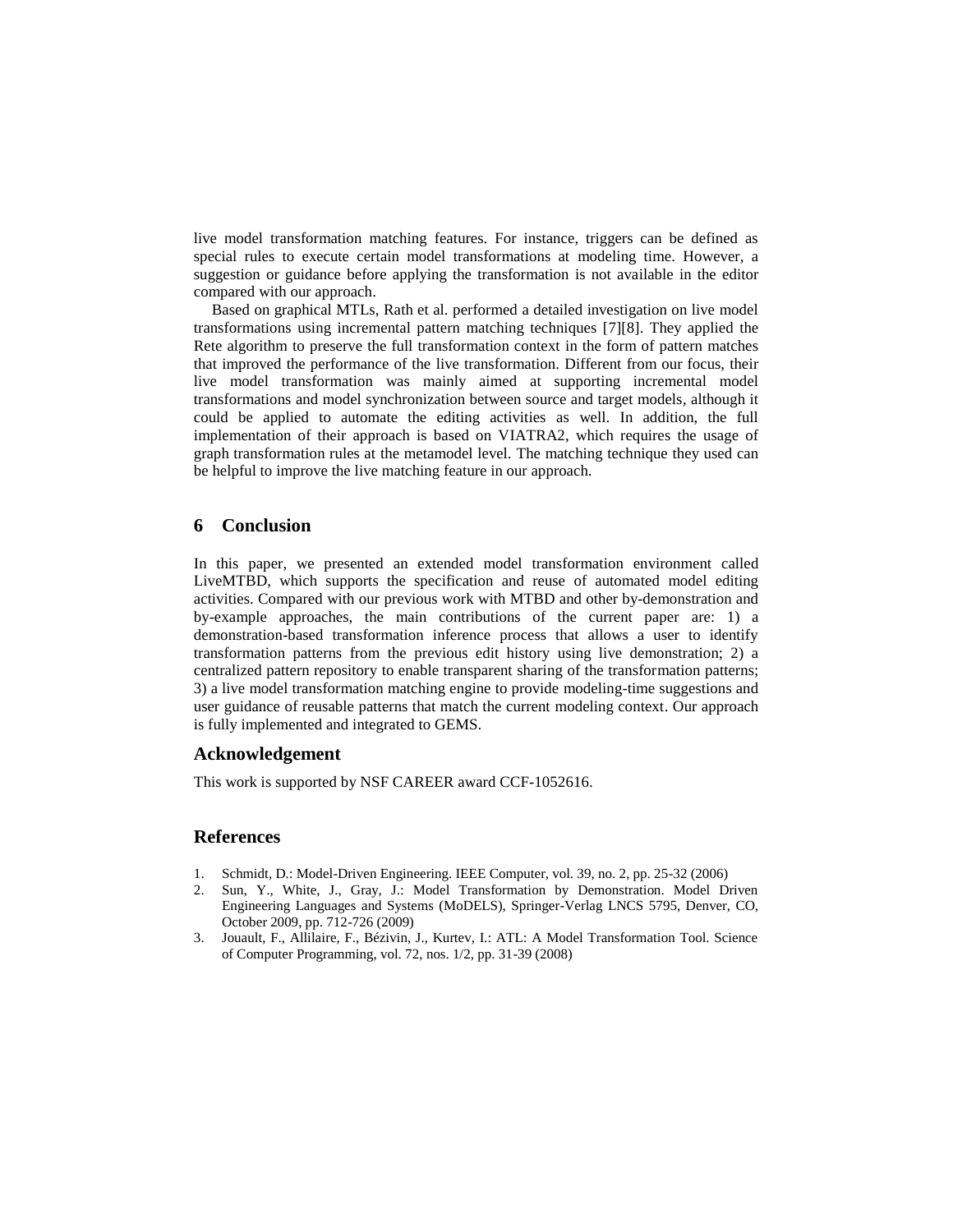live model transformation matching features. For instance, triggers can be defined as special rules to execute certain model transformations at modeling time. However, a suggestion or guidance before applying the transformation is not available in the editor compared with our approach.

Based on graphical MTLs, Rath et al. performed a detailed investigation on live model transformations using incremental pattern matching techniques [7][8]. They applied the Rete algorithm to preserve the full transformation context in the form of pattern matches that improved the performance of the live transformation. Different from our focus, their live model transformation was mainly aimed at supporting incremental model transformations and model synchronization between source and target models, although it could be applied to automate the editing activities as well. In addition, the full implementation of their approach is based on VIATRA2, which requires the usage of graph transformation rules at the metamodel level. The matching technique they used can be helpful to improve the live matching feature in our approach.

## 6 Conclusion

In this paper, we presented an extended model transformation environment called LiveMTBD, which supports the specification and reuse of automated model editing activities. Compared with our previous work with MTBD and other by-demonstration and by-example approaches, the main contributions of the current paper are: 1) a demonstration-based transformation inference process that allows a user to identify transformation patterns from the previous edit history using live demonstration; 2) a centralized pattern repository to enable transparent sharing of the transformation patterns; 3) a live model transformation matching engine to provide modeling-time suggestions and user guidance of reusable patterns that match the current modeling context. Our approach is fully implemented and integrated to GEMS.

### Acknowledgement

This work is supported by NSF CAREER award CCF-1052616.

## References

1. Schmidt, D.: Model-Driven Engineering. IEEE Computer, vol. 39, no. 2, pp. 25-32 (2006)
2. Sun, Y., White, J., Gray, J.: Model Transformation by Demonstration. Model Driven Engineering Languages and Systems (MoDELS), Springer-Verlag LNCS 5795, Denver, CO, October 2009, pp. 712-726 (2009)
3. Jouault, F., Allilaire, F., Bézivin, J., Kurtev, I.: ATL: A Model Transformation Tool. Science of Computer Programming, vol. 72, nos. 1/2, pp. 31-39 (2008)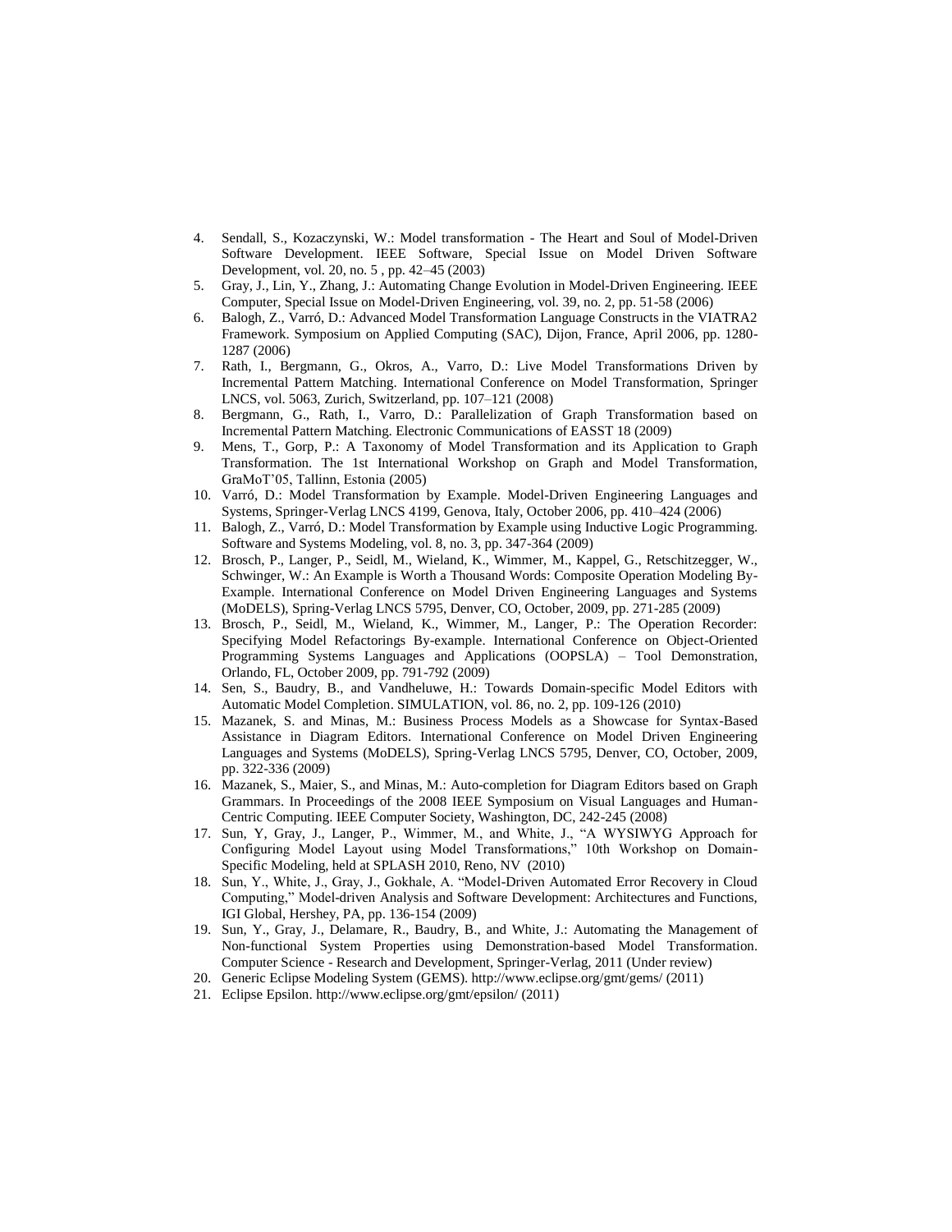4. Sendall, S., Kozaczynski, W.: Model transformation - The Heart and Soul of Model-Driven Software Development. IEEE Software, Special Issue on Model Driven Software Development, vol. 20, no. 5 , pp. 42–45 (2003)
5. Gray, J., Lin, Y., Zhang, J.: Automating Change Evolution in Model-Driven Engineering. IEEE Computer, Special Issue on Model-Driven Engineering, vol. 39, no. 2, pp. 51-58 (2006)
6. Balogh, Z., Varró, D.: Advanced Model Transformation Language Constructs in the VIATRA2 Framework. Symposium on Applied Computing (SAC), Dijon, France, April 2006, pp. 1280-1287 (2006)
7. Rath, I., Bergmann, G., Okros, A., Varro, D.: Live Model Transformations Driven by Incremental Pattern Matching. International Conference on Model Transformation, Springer LNCS, vol. 5063, Zurich, Switzerland, pp. 107–121 (2008)
8. Bergmann, G., Rath, I., Varro, D.: Parallelization of Graph Transformation based on Incremental Pattern Matching. Electronic Communications of EASST 18 (2009)
9. Mens, T., Gorp, P.: A Taxonomy of Model Transformation and its Application to Graph Transformation. The 1st International Workshop on Graph and Model Transformation, GraMoT'05, Tallinn, Estonia (2005)
10. Varró, D.: Model Transformation by Example. Model-Driven Engineering Languages and Systems, Springer-Verlag LNCS 4199, Genova, Italy, October 2006, pp. 410–424 (2006)
11. Balogh, Z., Varró, D.: Model Transformation by Example using Inductive Logic Programming. Software and Systems Modeling, vol. 8, no. 3, pp. 347-364 (2009)
12. Brosch, P., Langer, P., Seidl, M., Wieland, K., Wimmer, M., Kappel, G., Retschitzegger, W., Schwinger, W.: An Example is Worth a Thousand Words: Composite Operation Modeling By-Example. International Conference on Model Driven Engineering Languages and Systems (MoDELS), Spring-Verlag LNCS 5795, Denver, CO, October, 2009, pp. 271-285 (2009)
13. Brosch, P., Seidl, M., Wieland, K., Wimmer, M., Langer, P.: The Operation Recorder: Specifying Model Refactorings By-example. International Conference on Object-Oriented Programming Systems Languages and Applications (OOPSLA) – Tool Demonstration, Orlando, FL, October 2009, pp. 791-792 (2009)
14. Sen, S., Baudry, B., and Vandheluwe, H.: Towards Domain-specific Model Editors with Automatic Model Completion. SIMULATION, vol. 86, no. 2, pp. 109-126 (2010)
15. Mazanek, S. and Minas, M.: Business Process Models as a Showcase for Syntax-Based Assistance in Diagram Editors. International Conference on Model Driven Engineering Languages and Systems (MoDELS), Spring-Verlag LNCS 5795, Denver, CO, October, 2009, pp. 322-336 (2009)
16. Mazanek, S., Maier, S., and Minas, M.: Auto-completion for Diagram Editors based on Graph Grammars. In Proceedings of the 2008 IEEE Symposium on Visual Languages and Human-Centric Computing. IEEE Computer Society, Washington, DC, 242-245 (2008)
17. Sun, Y, Gray, J., Langer, P., Wimmer, M., and White, J., "A WYSIWYG Approach for Configuring Model Layout using Model Transformations," 10th Workshop on Domain-Specific Modeling, held at SPLASH 2010, Reno, NV (2010)
18. Sun, Y., White, J., Gray, J., Gokhale, A. "Model-Driven Automated Error Recovery in Cloud Computing," Model-driven Analysis and Software Development: Architectures and Functions, IGI Global, Hershey, PA, pp. 136-154 (2009)
19. Sun, Y., Gray, J., Delamare, R., Baudry, B., and White, J.: Automating the Management of Non-functional System Properties using Demonstration-based Model Transformation. Computer Science - Research and Development, Springer-Verlag, 2011 (Under review)
20. Generic Eclipse Modeling System (GEMS). http://www.eclipse.org/gmt/gems/ (2011)
21. Eclipse Epsilon. http://www.eclipse.org/gmt/epsilon/ (2011)